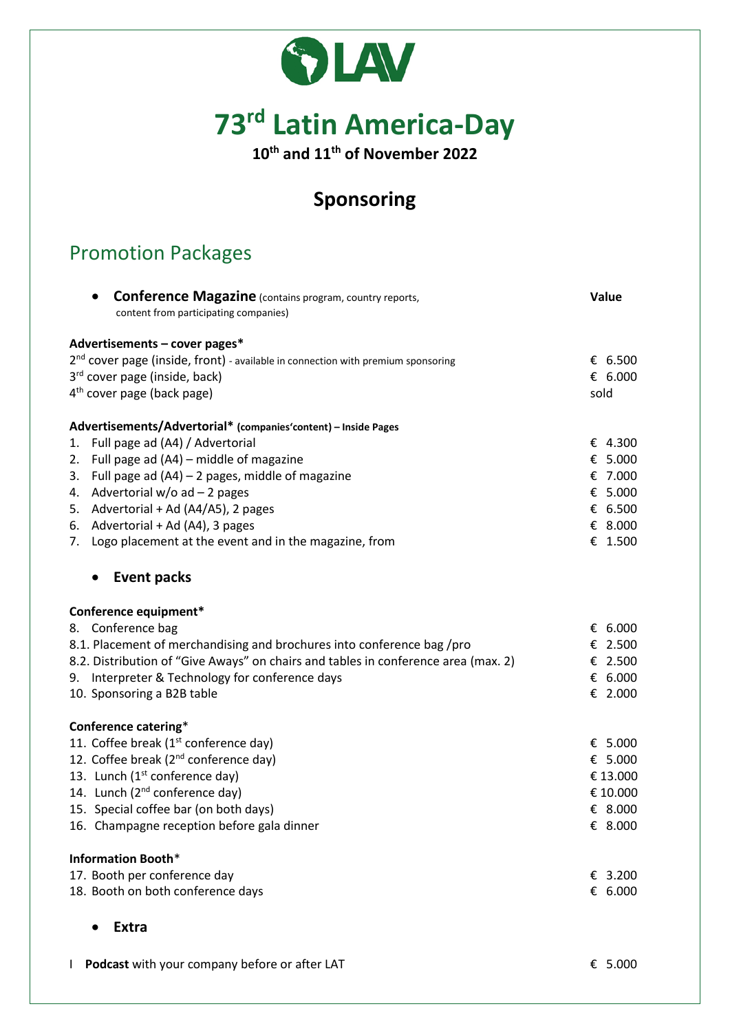# LAV

# 73rd Latin America-Day

**10th and 11th of November 2022**

## Sponsoring

## Promotion Packages

- **Conference Magazine** (contains program, country reports, content from participating companies) — **Value**

**Advertisements – cover pages***

| | Value |
|---|---|
| 2nd cover page (inside, front) - available in connection with premium sponsoring | € 6.500 |
| 3rd cover page (inside, back) | € 6.000 |
| 4th cover page (back page) | sold |

**Advertisements/Advertorial* (companies'content) – Inside Pages**

| | |
|---|---|
| 1. Full page ad (A4) / Advertorial | € 4.300 |
| 2. Full page ad (A4) – middle of magazine | € 5.000 |
| 3. Full page ad (A4) – 2 pages, middle of magazine | € 7.000 |
| 4. Advertorial w/o ad – 2 pages | € 5.000 |
| 5. Advertorial + Ad (A4/A5), 2 pages | € 6.500 |
| 6. Advertorial + Ad (A4), 3 pages | € 8.000 |
| 7. Logo placement at the event and in the magazine, from | € 1.500 |

- **Event packs**

**Conference equipment***

| | |
|---|---|
| 8. Conference bag | € 6.000 |
| 8.1. Placement of merchandising and brochures into conference bag /pro | € 2.500 |
| 8.2. Distribution of "Give Aways" on chairs and tables in conference area (max. 2) | € 2.500 |
| 9. Interpreter & Technology for conference days | € 6.000 |
| 10. Sponsoring a B2B table | € 2.000 |

**Conference catering***

| | |
|---|---|
| 11. Coffee break (1st conference day) | € 5.000 |
| 12. Coffee break (2nd conference day) | € 5.000 |
| 13. Lunch (1st conference day) | € 13.000 |
| 14. Lunch (2nd conference day) | € 10.000 |
| 15. Special coffee bar (on both days) | € 8.000 |
| 16. Champagne reception before gala dinner | € 8.000 |

**Information Booth***

| | |
|---|---|
| 17. Booth per conference day | € 3.200 |
| 18. Booth on both conference days | € 6.000 |

- **Extra**

| | |
|---|---|
| I **Podcast** with your company before or after LAT | € 5.000 |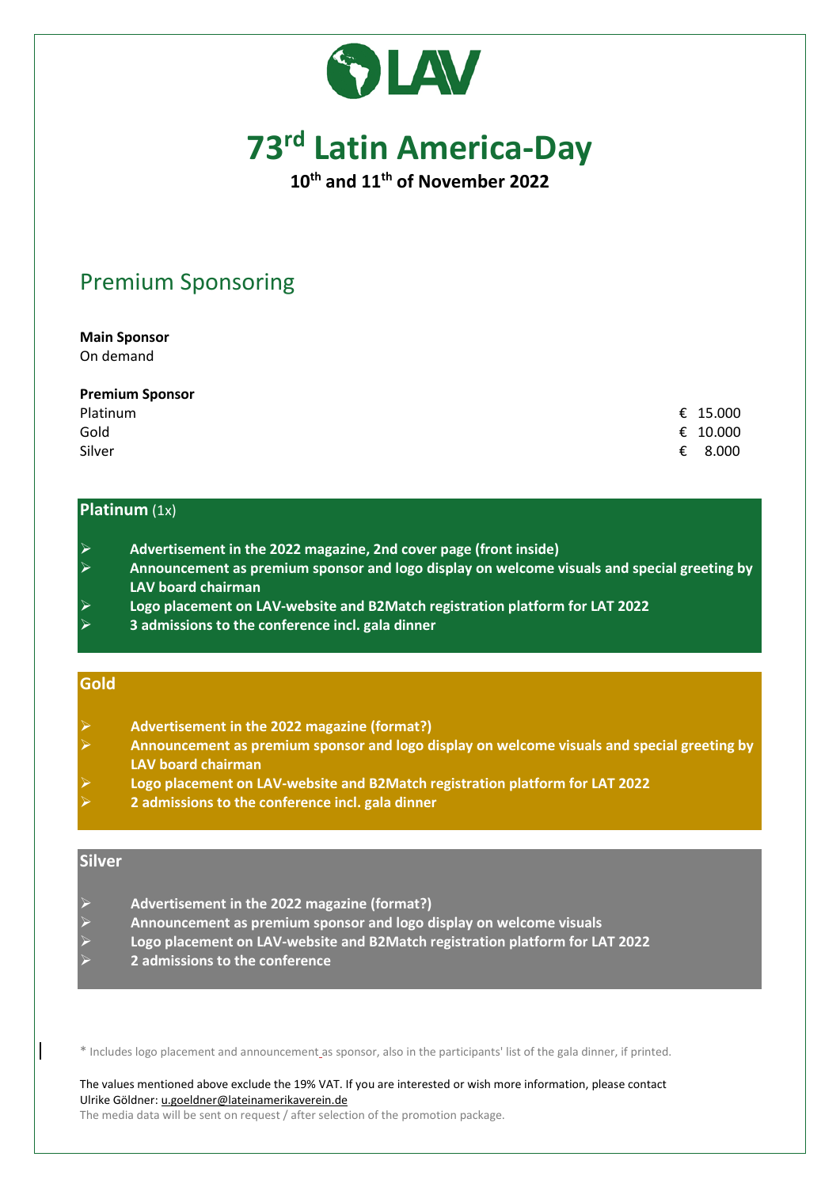# 73rd Latin America-Day

**10th and 11th of November 2022**

## Premium Sponsoring

**Main Sponsor**
On demand

**Premium Sponsor**

| | |
|---|---|
| Platinum | € 15.000 |
| Gold | € 10.000 |
| Silver | € 8.000 |

### Platinum (1x)

- **Advertisement in the 2022 magazine, 2nd cover page (front inside)**
- **Announcement as premium sponsor and logo display on welcome visuals and special greeting by LAV board chairman**
- **Logo placement on LAV-website and B2Match registration platform for LAT 2022**
- **3 admissions to the conference incl. gala dinner**

### Gold

- **Advertisement in the 2022 magazine (format?)**
- **Announcement as premium sponsor and logo display on welcome visuals and special greeting by LAV board chairman**
- **Logo placement on LAV-website and B2Match registration platform for LAT 2022**
- **2 admissions to the conference incl. gala dinner**

### Silver

- **Advertisement in the 2022 magazine (format?)**
- **Announcement as premium sponsor and logo display on welcome visuals**
- **Logo placement on LAV-website and B2Match registration platform for LAT 2022**
- **2 admissions to the conference**

* Includes logo placement and announcement as sponsor, also in the participants' list of the gala dinner, if printed.

The values mentioned above exclude the 19% VAT. If you are interested or wish more information, please contact Ulrike Göldner: u.goeldner@lateinamerikaverein.de

The media data will be sent on request / after selection of the promotion package.